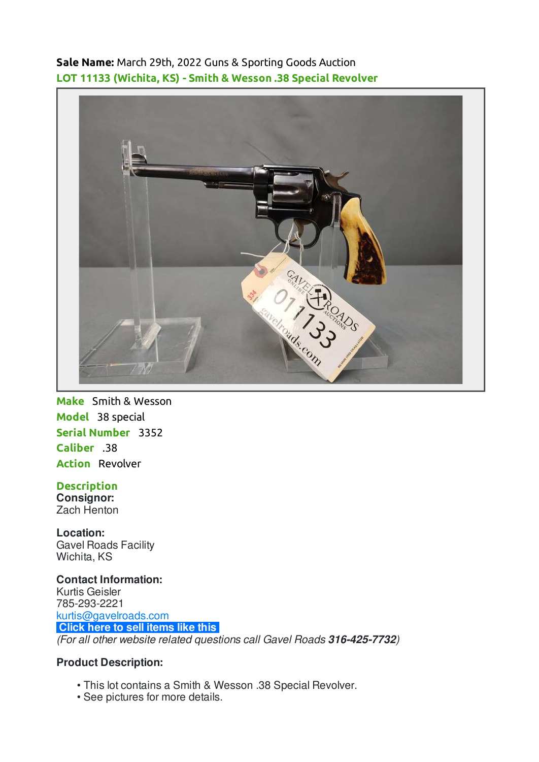**Sale Name:** March 29th, 2022 Guns & Sporting Goods Auction

**LOT 11133 (Wichita, KS) - Smith & Wesson .38 Special Revolver**

**Make** Smith & Wesson

**Model** 38 special

**Serial Number** 3352

**Caliber** .38

**Action** Revolver

**Description**

**Consignor:**
Zach Henton

**Location:**
Gavel Roads Facility
Wichita, KS

**Contact Information:**
Kurtis Geisler
785-293-2221
kurtis@gavelroads.com
Click here to sell items like this
*(For all other website related questions call Gavel Roads **316-425-7732**)*

**Product Description:**

- This lot contains a Smith & Wesson .38 Special Revolver.
- See pictures for more details.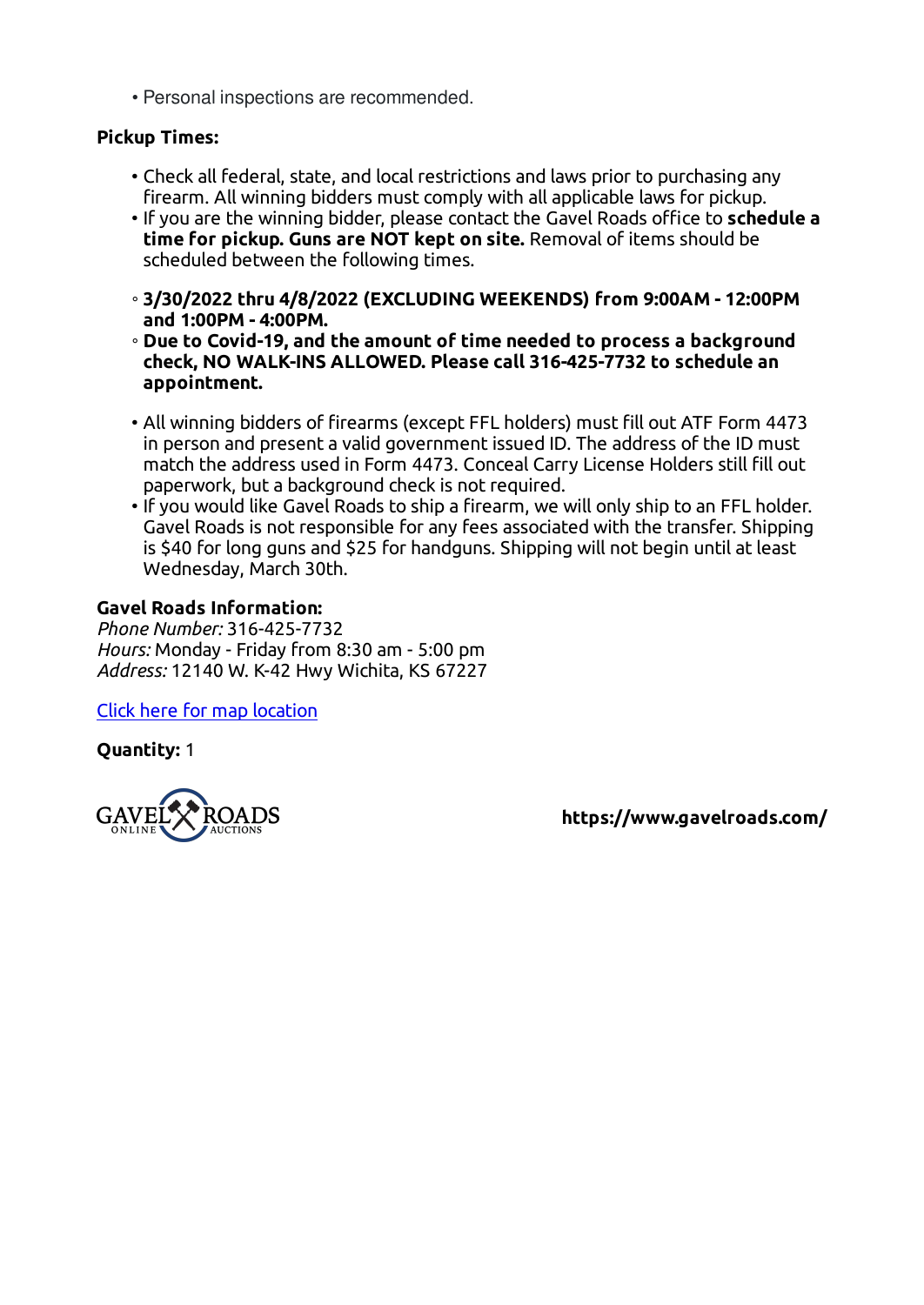- Personal inspections are recommended.

**Pickup Times:**

- Check all federal, state, and local restrictions and laws prior to purchasing any firearm. All winning bidders must comply with all applicable laws for pickup.
- If you are the winning bidder, please contact the Gavel Roads office to **schedule a time for pickup. Guns are NOT kept on site.** Removal of items should be scheduled between the following times.
  - **3/30/2022 thru 4/8/2022 (EXCLUDING WEEKENDS) from 9:00AM - 12:00PM and 1:00PM - 4:00PM.**
  - **Due to Covid-19, and the amount of time needed to process a background check, NO WALK-INS ALLOWED. Please call 316-425-7732 to schedule an appointment.**
- All winning bidders of firearms (except FFL holders) must fill out ATF Form 4473 in person and present a valid government issued ID. The address of the ID must match the address used in Form 4473. Conceal Carry License Holders still fill out paperwork, but a background check is not required.
- If you would like Gavel Roads to ship a firearm, we will only ship to an FFL holder. Gavel Roads is not responsible for any fees associated with the transfer. Shipping is $40 for long guns and $25 for handguns. Shipping will not begin until at least Wednesday, March 30th.

**Gavel Roads Information:**
*Phone Number:* 316-425-7732
*Hours:* Monday - Friday from 8:30 am - 5:00 pm
*Address:* 12140 W. K-42 Hwy Wichita, KS 67227

Click here for map location

**Quantity:** 1

GAVEL ROADS ONLINE AUCTIONS

**https://www.gavelroads.com/**